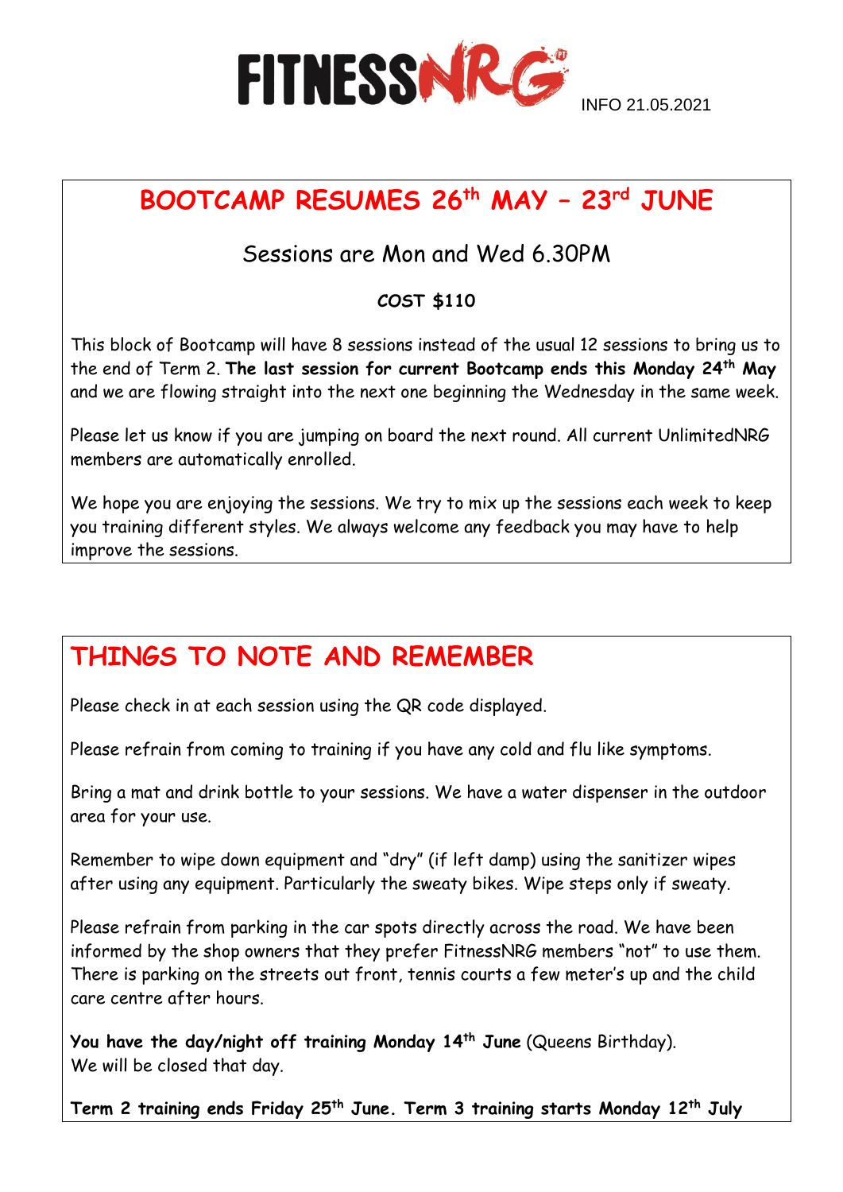# FITNESSNRG

INFO 21.05.2021

## BOOTCAMP RESUMES 26th MAY – 23rd JUNE

Sessions are Mon and Wed 6.30PM

**COST $110**

This block of Bootcamp will have 8 sessions instead of the usual 12 sessions to bring us to the end of Term 2. **The last session for current Bootcamp ends this Monday 24th May** and we are flowing straight into the next one beginning the Wednesday in the same week.

Please let us know if you are jumping on board the next round. All current UnlimitedNRG members are automatically enrolled.

We hope you are enjoying the sessions. We try to mix up the sessions each week to keep you training different styles. We always welcome any feedback you may have to help improve the sessions.

## THINGS TO NOTE AND REMEMBER

Please check in at each session using the QR code displayed.

Please refrain from coming to training if you have any cold and flu like symptoms.

Bring a mat and drink bottle to your sessions. We have a water dispenser in the outdoor area for your use.

Remember to wipe down equipment and "dry" (if left damp) using the sanitizer wipes after using any equipment. Particularly the sweaty bikes. Wipe steps only if sweaty.

Please refrain from parking in the car spots directly across the road. We have been informed by the shop owners that they prefer FitnessNRG members "not" to use them. There is parking on the streets out front, tennis courts a few meter's up and the child care centre after hours.

**You have the day/night off training Monday 14th June** (Queens Birthday). We will be closed that day.

**Term 2 training ends Friday 25th June. Term 3 training starts Monday 12th July**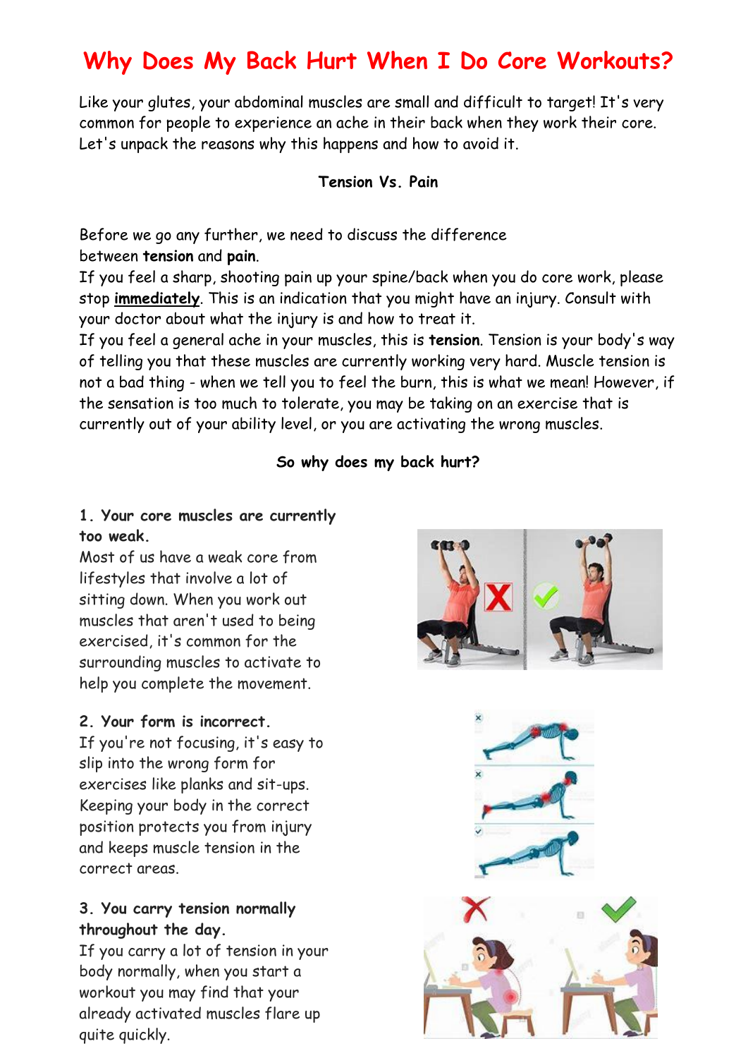# Why Does My Back Hurt When I Do Core Workouts?

Like your glutes, your abdominal muscles are small and difficult to target! It's very common for people to experience an ache in their back when they work their core. Let's unpack the reasons why this happens and how to avoid it.

### Tension Vs. Pain

Before we go any further, we need to discuss the difference between **tension** and **pain**.

If you feel a sharp, shooting pain up your spine/back when you do core work, please stop **immediately**. This is an indication that you might have an injury. Consult with your doctor about what the injury is and how to treat it.

If you feel a general ache in your muscles, this is **tension**. Tension is your body's way of telling you that these muscles are currently working very hard. Muscle tension is not a bad thing - when we tell you to feel the burn, this is what we mean! However, if the sensation is too much to tolerate, you may be taking on an exercise that is currently out of your ability level, or you are activating the wrong muscles.

### So why does my back hurt?

**1. Your core muscles are currently too weak.**

Most of us have a weak core from lifestyles that involve a lot of sitting down. When you work out muscles that aren't used to being exercised, it's common for the surrounding muscles to activate to help you complete the movement.

**2. Your form is incorrect.**

If you're not focusing, it's easy to slip into the wrong form for exercises like planks and sit-ups. Keeping your body in the correct position protects you from injury and keeps muscle tension in the correct areas.

**3. You carry tension normally throughout the day.**

If you carry a lot of tension in your body normally, when you start a workout you may find that your already activated muscles flare up quite quickly.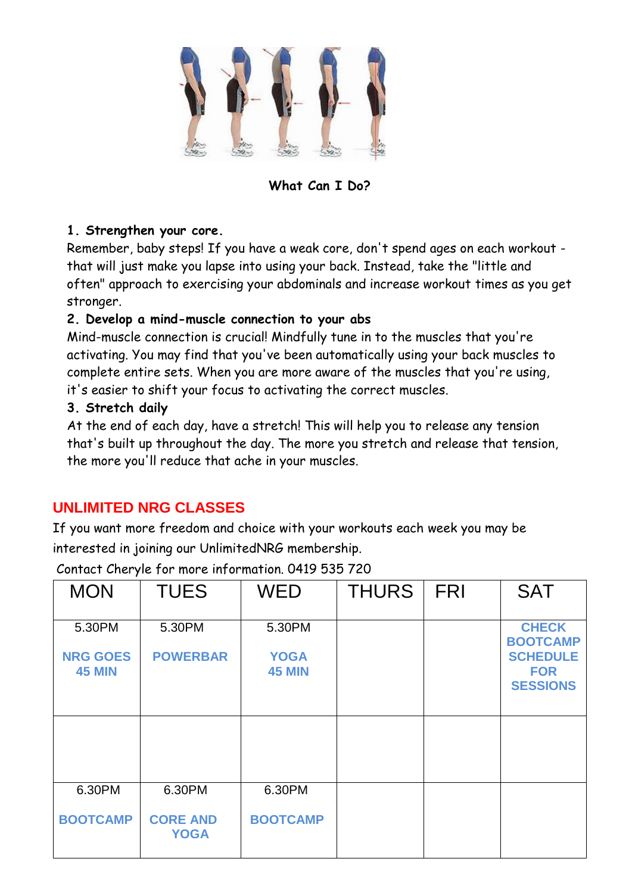**What Can I Do?**

**1. Strengthen your core.**
Remember, baby steps! If you have a weak core, don't spend ages on each workout - that will just make you lapse into using your back. Instead, take the "little and often" approach to exercising your abdominals and increase workout times as you get stronger.

**2. Develop a mind-muscle connection to your abs**
Mind-muscle connection is crucial! Mindfully tune in to the muscles that you're activating. You may find that you've been automatically using your back muscles to complete entire sets. When you are more aware of the muscles that you're using, it's easier to shift your focus to activating the correct muscles.

**3. Stretch daily**
At the end of each day, have a stretch! This will help you to release any tension that's built up throughout the day. The more you stretch and release that tension, the more you'll reduce that ache in your muscles.

## UNLIMITED NRG CLASSES

If you want more freedom and choice with your workouts each week you may be interested in joining our UnlimitedNRG membership.

Contact Cheryle for more information. 0419 535 720

| MON | TUES | WED | THURS | FRI | SAT |
|---|---|---|---|---|---|
| 5.30PM **NRG GOES 45 MIN** | 5.30PM **POWERBAR** | 5.30PM **YOGA 45 MIN** | | | **CHECK BOOTCAMP SCHEDULE FOR SESSIONS** |
| | | | | | |
| 6.30PM **BOOTCAMP** | 6.30PM **CORE AND YOGA** | 6.30PM **BOOTCAMP** | | | |